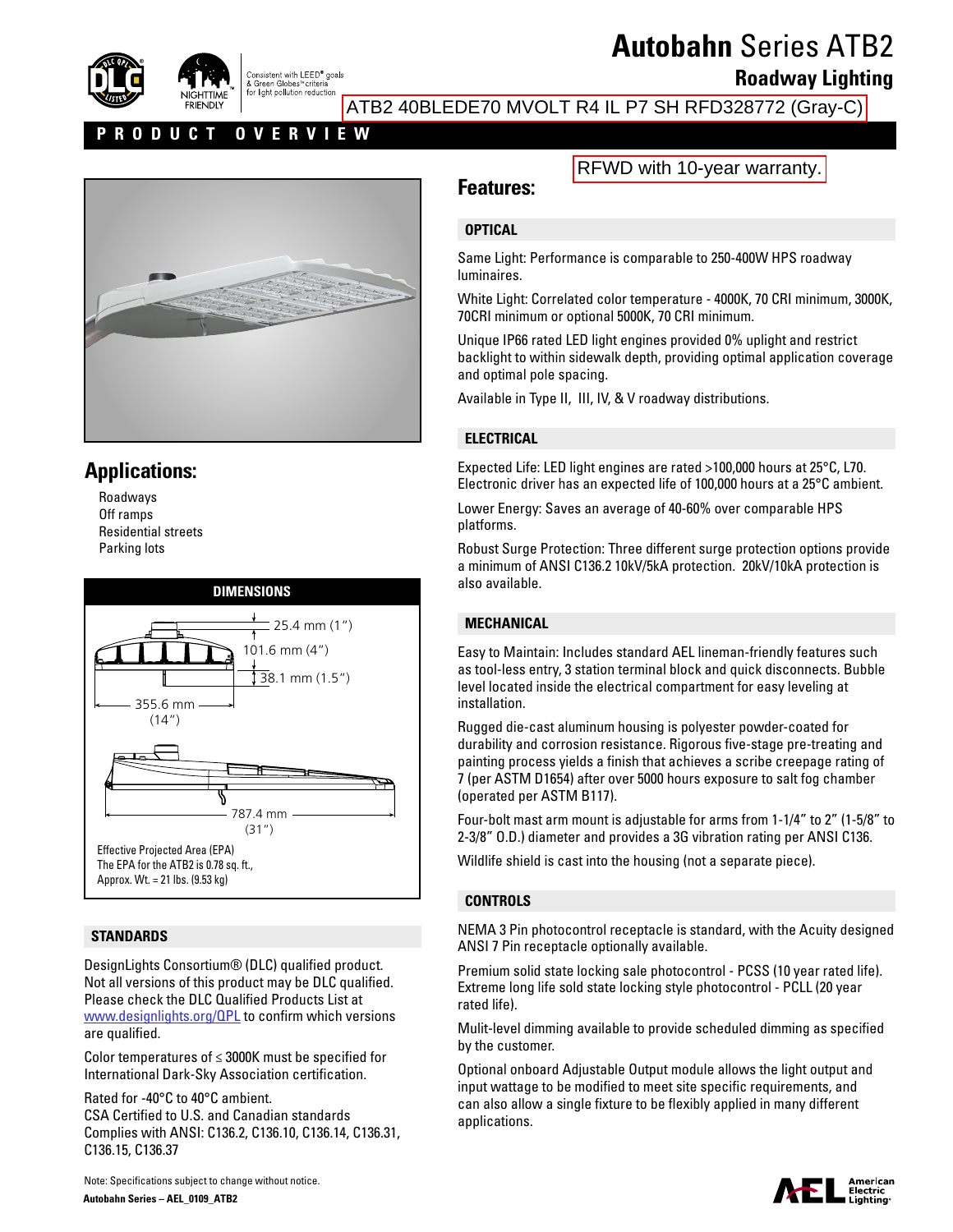# Autobahn Series ATB2

## Roadway Lighting

ATB2 40BLEDE70 MVOLT R4 IL P7 SH RFD328772 (Gray-C)

Consistent with LEED® goals & Green Globes™ criteria for light pollution reduction

NIGHTTIME FRIENDLY

**PRODUCT OVERVIEW**

## Applications:

- Roadways
- Off ramps
- Residential streets
- Parking lots

### DIMENSIONS

25.4 mm (1")

101.6 mm (4")

38.1 mm (1.5")

355.6 mm (14")

787.4 mm (31")

Effective Projected Area (EPA)
The EPA for the ATB2 is 0.78 sq. ft.,
Approx. Wt. = 21 lbs. (9.53 kg)

### STANDARDS

DesignLights Consortium® (DLC) qualified product. Not all versions of this product may be DLC qualified. Please check the DLC Qualified Products List at www.designlights.org/QPL to confirm which versions are qualified.

Color temperatures of ≤ 3000K must be specified for International Dark-Sky Association certification.

Rated for -40°C to 40°C ambient.
CSA Certified to U.S. and Canadian standards
Complies with ANSI: C136.2, C136.10, C136.14, C136.31, C136.15, C136.37

RFWD with 10-year warranty.

## Features:

### OPTICAL

Same Light: Performance is comparable to 250-400W HPS roadway luminaires.

White Light: Correlated color temperature - 4000K, 70 CRI minimum, 3000K, 70CRI minimum or optional 5000K, 70 CRI minimum.

Unique IP66 rated LED light engines provided 0% uplight and restrict backlight to within sidewalk depth, providing optimal application coverage and optimal pole spacing.

Available in Type II, III, IV, & V roadway distributions.

### ELECTRICAL

Expected Life: LED light engines are rated >100,000 hours at 25°C, L70. Electronic driver has an expected life of 100,000 hours at a 25°C ambient.

Lower Energy: Saves an average of 40-60% over comparable HPS platforms.

Robust Surge Protection: Three different surge protection options provide a minimum of ANSI C136.2 10kV/5kA protection. 20kV/10kA protection is also available.

### MECHANICAL

Easy to Maintain: Includes standard AEL lineman-friendly features such as tool-less entry, 3 station terminal block and quick disconnects. Bubble level located inside the electrical compartment for easy leveling at installation.

Rugged die-cast aluminum housing is polyester powder-coated for durability and corrosion resistance. Rigorous five-stage pre-treating and painting process yields a finish that achieves a scribe creepage rating of 7 (per ASTM D1654) after over 5000 hours exposure to salt fog chamber (operated per ASTM B117).

Four-bolt mast arm mount is adjustable for arms from 1-1/4" to 2" (1-5/8" to 2-3/8" O.D.) diameter and provides a 3G vibration rating per ANSI C136.

Wildlife shield is cast into the housing (not a separate piece).

### CONTROLS

NEMA 3 Pin photocontrol receptacle is standard, with the Acuity designed ANSI 7 Pin receptacle optionally available.

Premium solid state locking sale photocontrol - PCSS (10 year rated life). Extreme long life sold state locking style photocontrol - PCLL (20 year rated life).

Mulit-level dimming available to provide scheduled dimming as specified by the customer.

Optional onboard Adjustable Output module allows the light output and input wattage to be modified to meet site specific requirements, and can also allow a single fixture to be flexibly applied in many different applications.

Note: Specifications subject to change without notice.

**Autobahn Series – AEL_0109_ATB2**

American Electric Lighting®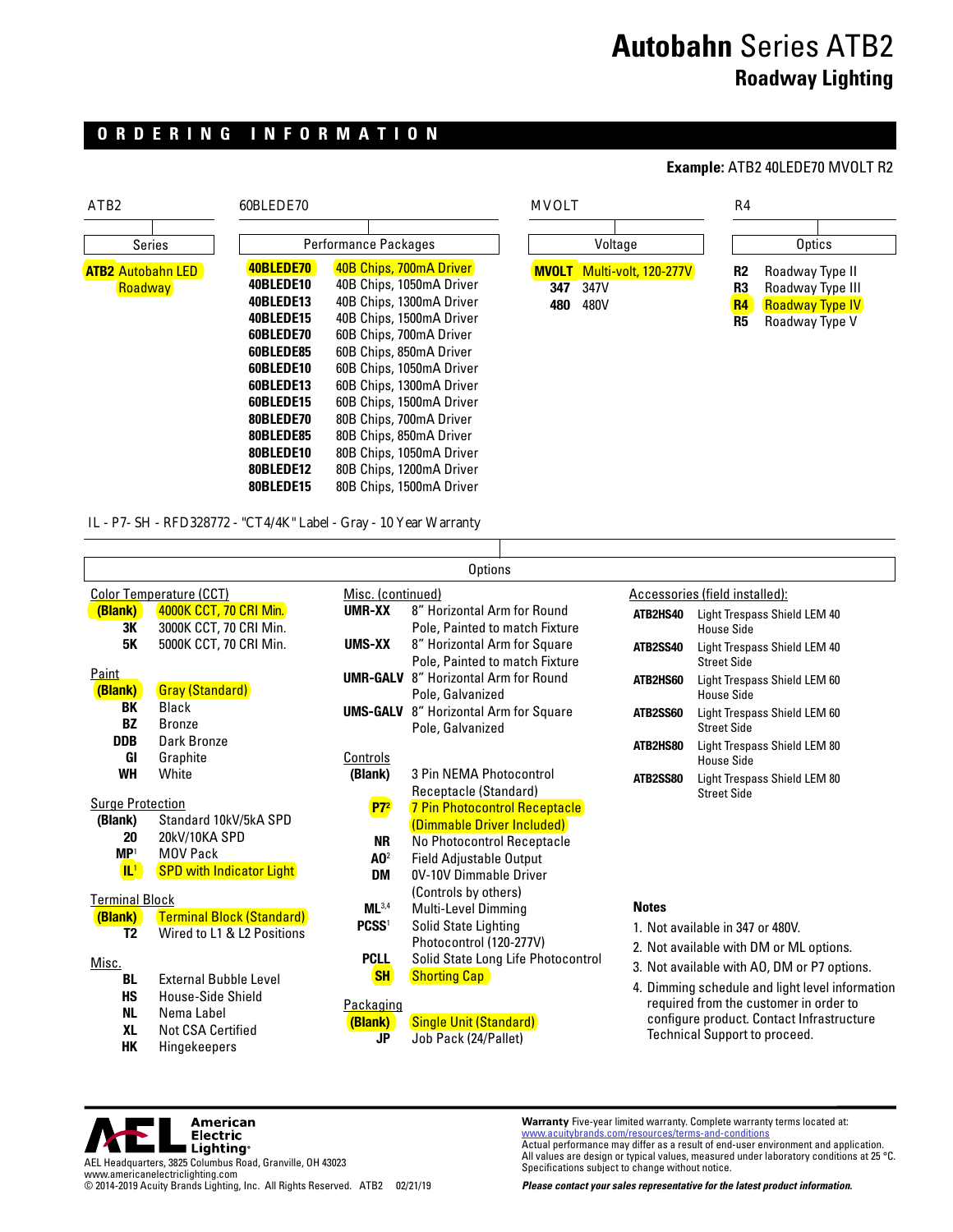# Autobahn Series ATB2
## Roadway Lighting

## ORDERING INFORMATION

**Example:** ATB2 40LEDE70 MVOLT R2

| ATB2 | 60BLEDE70 | MVOLT | R4 |
|---|---|---|---|
| **Series** | **Performance Packages** | **Voltage** | **Optics** |

**Series**

| Code | Description |
|---|---|
| **ATB2** | Autobahn LED Roadway |

**Performance Packages**

| Code | Description |
|---|---|
| **40BLEDE70** | 40B Chips, 700mA Driver |
| **40BLEDE10** | 40B Chips, 1050mA Driver |
| **40BLEDE13** | 40B Chips, 1300mA Driver |
| **40BLEDE15** | 40B Chips, 1500mA Driver |
| **60BLEDE70** | 60B Chips, 700mA Driver |
| **60BLEDE85** | 60B Chips, 850mA Driver |
| **60BLEDE10** | 60B Chips, 1050mA Driver |
| **60BLEDE13** | 60B Chips, 1300mA Driver |
| **60BLEDE15** | 60B Chips, 1500mA Driver |
| **80BLEDE70** | 80B Chips, 700mA Driver |
| **80BLEDE85** | 80B Chips, 850mA Driver |
| **80BLEDE10** | 80B Chips, 1050mA Driver |
| **80BLEDE12** | 80B Chips, 1200mA Driver |
| **80BLEDE15** | 80B Chips, 1500mA Driver |

**Voltage**

| Code | Description |
|---|---|
| **MVOLT** | Multi-volt, 120-277V |
| **347** | 347V |
| **480** | 480V |

**Optics**

| Code | Description |
|---|---|
| **R2** | Roadway Type II |
| **R3** | Roadway Type III |
| **R4** | Roadway Type IV |
| **R5** | Roadway Type V |

IL - P7- SH - RFD328772 - "CT4/4K" Label - Gray - 10 Year Warranty

### Options

**Color Temperature (CCT)**

| Code | Description |
|---|---|
| **(Blank)** | 4000K CCT, 70 CRI Min. |
| **3K** | 3000K CCT, 70 CRI Min. |
| **5K** | 5000K CCT, 70 CRI Min. |

**Paint**

| Code | Description |
|---|---|
| **(Blank)** | Gray (Standard) |
| **BK** | Black |
| **BZ** | Bronze |
| **DDB** | Dark Bronze |
| **GI** | Graphite |
| **WH** | White |

**Surge Protection**

| Code | Description |
|---|---|
| **(Blank)** | Standard 10kV/5kA SPD |
| **20** | 20kV/10KA SPD |
| **MP**[1] | MOV Pack |
| **IL**[1] | SPD with Indicator Light |

**Terminal Block**

| Code | Description |
|---|---|
| **(Blank)** | Terminal Block (Standard) |
| **T2** | Wired to L1 & L2 Positions |

**Misc.**

| Code | Description |
|---|---|
| **BL** | External Bubble Level |
| **HS** | House-Side Shield |
| **NL** | Nema Label |
| **XL** | Not CSA Certified |
| **HK** | Hingekeepers |

**Misc. (continued)**

| Code | Description |
|---|---|
| **UMR-XX** | 8" Horizontal Arm for Round Pole, Painted to match Fixture |
| **UMS-XX** | 8" Horizontal Arm for Square Pole, Painted to match Fixture |
| **UMR-GALV** | 8" Horizontal Arm for Round Pole, Galvanized |
| **UMS-GALV** | 8" Horizontal Arm for Square Pole, Galvanized |

**Controls**

| Code | Description |
|---|---|
| **(Blank)** | 3 Pin NEMA Photocontrol Receptacle (Standard) |
| **P7**[2] | 7 Pin Photocontrol Receptacle (Dimmable Driver Included) |
| **NR** | No Photocontrol Receptacle |
| **AO**[2] | Field Adjustable Output |
| **DM** | 0V-10V Dimmable Driver (Controls by others) |
| **ML**[3,4] | Multi-Level Dimming |
| **PCSS**[1] | Solid State Lighting Photocontrol (120-277V) |
| **PCLL** | Solid State Long Life Photocontrol |
| **SH** | Shorting Cap |

**Packaging**

| Code | Description |
|---|---|
| **(Blank)** | Single Unit (Standard) |
| **JP** | Job Pack (24/Pallet) |

**Accessories (field installed):**

| Code | Description |
|---|---|
| **ATB2HS40** | Light Trespass Shield LEM 40 House Side |
| **ATB2SS40** | Light Trespass Shield LEM 40 Street Side |
| **ATB2HS60** | Light Trespass Shield LEM 60 House Side |
| **ATB2SS60** | Light Trespass Shield LEM 60 Street Side |
| **ATB2HS80** | Light Trespass Shield LEM 80 House Side |
| **ATB2SS80** | Light Trespass Shield LEM 80 Street Side |

**Notes**

1. Not available in 347 or 480V.
2. Not available with DM or ML options.
3. Not available with AO, DM or P7 options.
4. Dimming schedule and light level information required from the customer in order to configure product. Contact Infrastructure Technical Support to proceed.

American Electric Lighting®
AEL Headquarters, 3825 Columbus Road, Granville, OH 43023
www.americanelectriclighting.com
© 2014-2019 Acuity Brands Lighting, Inc. All Rights Reserved. ATB2 02/21/19

**Warranty** Five-year limited warranty. Complete warranty terms located at: www.acuitybrands.com/resources/terms-and-conditions
Actual performance may differ as a result of end-user environment and application. All values are design or typical values, measured under laboratory conditions at 25 °C. Specifications subject to change without notice.

***Please contact your sales representative for the latest product information.***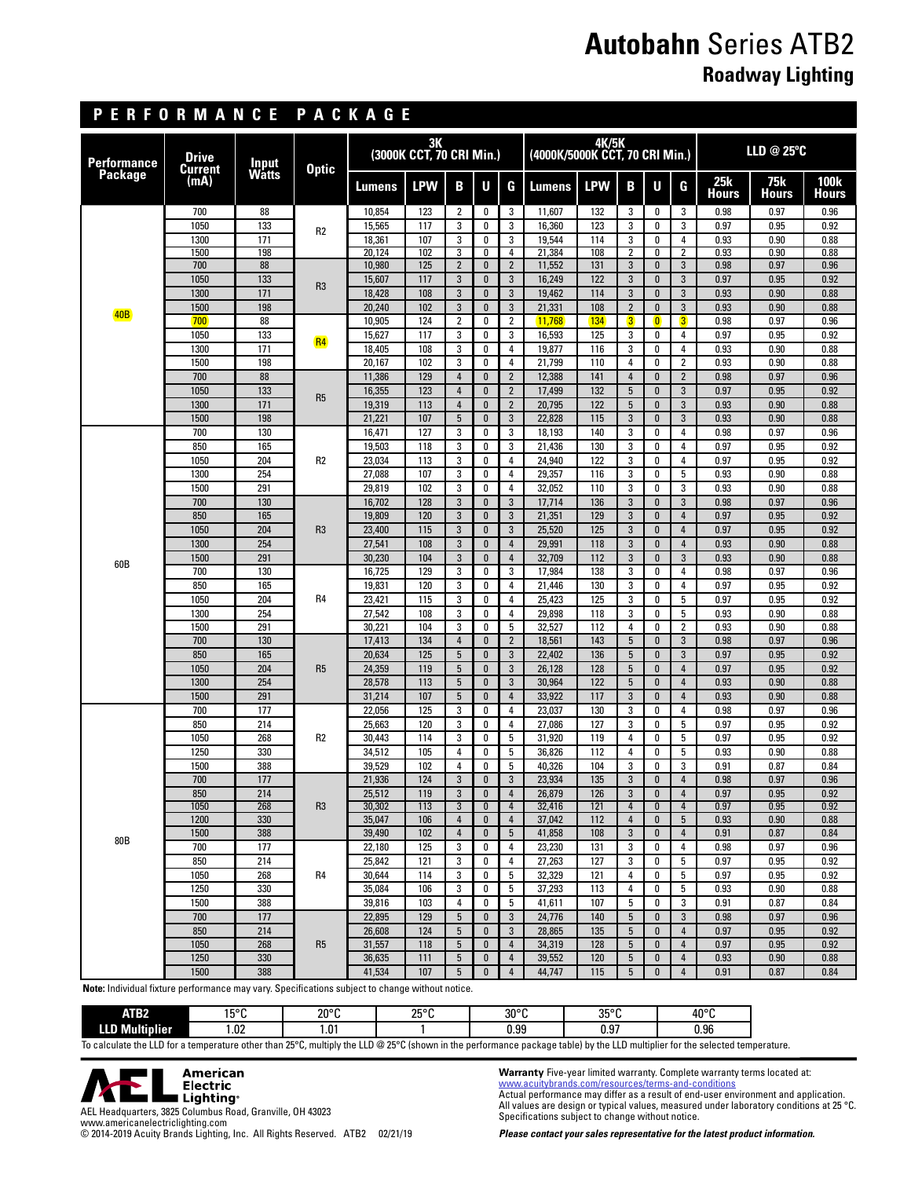# Autobahn Series ATB2

## Roadway Lighting

## PERFORMANCE PACKAGE

| Performance Package | Drive Current (mA) | Input Watts | Optic | 3K (3000K CCT, 70 CRI Min.) | | | | | 4K/5K (4000K/5000K CCT, 70 CRI Min.) | | | | | LLD @ 25°C | | |
|---|---|---|---|---|---|---|---|---|---|---|---|---|---|---|---|---|
| | | | | Lumens | LPW | B | U | G | Lumens | LPW | B | U | G | 25k Hours | 75k Hours | 100k Hours |
| 40B | 700 | 88 | R2 | 10,854 | 123 | 2 | 0 | 3 | 11,607 | 132 | 3 | 0 | 3 | 0.98 | 0.97 | 0.96 |
| | 1050 | 133 | | 15,565 | 117 | 3 | 0 | 3 | 16,360 | 123 | 3 | 0 | 3 | 0.97 | 0.95 | 0.92 |
| | 1300 | 171 | | 18,361 | 107 | 3 | 0 | 3 | 19,544 | 114 | 3 | 0 | 4 | 0.93 | 0.90 | 0.88 |
| | 1500 | 198 | | 20,124 | 102 | 3 | 0 | 4 | 21,384 | 108 | 2 | 0 | 2 | 0.93 | 0.90 | 0.88 |
| | 700 | 88 | R3 | 10,980 | 125 | 2 | 0 | 2 | 11,552 | 131 | 3 | 0 | 3 | 0.98 | 0.97 | 0.96 |
| | 1050 | 133 | | 15,607 | 117 | 3 | 0 | 3 | 16,249 | 122 | 3 | 0 | 3 | 0.97 | 0.95 | 0.92 |
| | 1300 | 171 | | 18,428 | 108 | 3 | 0 | 3 | 19,462 | 114 | 3 | 0 | 3 | 0.93 | 0.90 | 0.88 |
| | 1500 | 198 | | 20,240 | 102 | 3 | 0 | 3 | 21,331 | 108 | 2 | 0 | 3 | 0.93 | 0.90 | 0.88 |
| | 700 | 88 | R4 | 10,905 | 124 | 2 | 0 | 2 | 11,768 | 134 | 3 | 0 | 3 | 0.98 | 0.97 | 0.96 |
| | 1050 | 133 | | 15,627 | 117 | 3 | 0 | 3 | 16,593 | 125 | 3 | 0 | 4 | 0.97 | 0.95 | 0.92 |
| | 1300 | 171 | | 18,405 | 108 | 3 | 0 | 4 | 19,877 | 116 | 3 | 0 | 4 | 0.93 | 0.90 | 0.88 |
| | 1500 | 198 | | 20,167 | 102 | 3 | 0 | 4 | 21,799 | 110 | 4 | 0 | 2 | 0.93 | 0.90 | 0.88 |
| | 700 | 88 | R5 | 11,386 | 129 | 4 | 0 | 2 | 12,388 | 141 | 4 | 0 | 2 | 0.98 | 0.97 | 0.96 |
| | 1050 | 133 | | 16,355 | 123 | 4 | 0 | 2 | 17,499 | 132 | 5 | 0 | 3 | 0.97 | 0.95 | 0.92 |
| | 1300 | 171 | | 19,319 | 113 | 4 | 0 | 2 | 20,795 | 122 | 5 | 0 | 3 | 0.93 | 0.90 | 0.88 |
| | 1500 | 198 | | 21,221 | 107 | 5 | 0 | 3 | 22,828 | 115 | 3 | 0 | 3 | 0.93 | 0.90 | 0.88 |
| 60B | 700 | 130 | R2 | 16,471 | 127 | 3 | 0 | 3 | 18,193 | 140 | 3 | 0 | 4 | 0.98 | 0.97 | 0.96 |
| | 850 | 165 | | 19,503 | 118 | 3 | 0 | 3 | 21,436 | 130 | 3 | 0 | 4 | 0.97 | 0.95 | 0.92 |
| | 1050 | 204 | | 23,034 | 113 | 3 | 0 | 4 | 24,940 | 122 | 3 | 0 | 4 | 0.97 | 0.95 | 0.92 |
| | 1300 | 254 | | 27,088 | 107 | 3 | 0 | 4 | 29,357 | 116 | 3 | 0 | 5 | 0.93 | 0.90 | 0.88 |
| | 1500 | 291 | | 29,819 | 102 | 3 | 0 | 4 | 32,052 | 110 | 3 | 0 | 3 | 0.93 | 0.90 | 0.88 |
| | 700 | 130 | R3 | 16,702 | 128 | 3 | 0 | 3 | 17,714 | 136 | 3 | 0 | 3 | 0.98 | 0.97 | 0.96 |
| | 850 | 165 | | 19,809 | 120 | 3 | 0 | 3 | 21,351 | 129 | 3 | 0 | 4 | 0.97 | 0.95 | 0.92 |
| | 1050 | 204 | | 23,400 | 115 | 3 | 0 | 3 | 25,520 | 125 | 3 | 0 | 4 | 0.97 | 0.95 | 0.92 |
| | 1300 | 254 | | 27,541 | 108 | 3 | 0 | 4 | 29,991 | 118 | 3 | 0 | 4 | 0.93 | 0.90 | 0.88 |
| | 1500 | 291 | | 30,230 | 104 | 3 | 0 | 4 | 32,709 | 112 | 3 | 0 | 3 | 0.93 | 0.90 | 0.88 |
| | 700 | 130 | R4 | 16,725 | 129 | 3 | 0 | 3 | 17,984 | 138 | 3 | 0 | 4 | 0.98 | 0.97 | 0.96 |
| | 850 | 165 | | 19,831 | 120 | 3 | 0 | 4 | 21,446 | 130 | 3 | 0 | 4 | 0.97 | 0.95 | 0.92 |
| | 1050 | 204 | | 23,421 | 115 | 3 | 0 | 4 | 25,423 | 125 | 3 | 0 | 5 | 0.97 | 0.95 | 0.92 |
| | 1300 | 254 | | 27,542 | 108 | 3 | 0 | 4 | 29,898 | 118 | 3 | 0 | 5 | 0.93 | 0.90 | 0.88 |
| | 1500 | 291 | | 30,221 | 104 | 3 | 0 | 5 | 32,527 | 112 | 4 | 0 | 2 | 0.93 | 0.90 | 0.88 |
| | 700 | 130 | R5 | 17,413 | 134 | 4 | 0 | 2 | 18,561 | 143 | 5 | 0 | 3 | 0.98 | 0.97 | 0.96 |
| | 850 | 165 | | 20,634 | 125 | 5 | 0 | 3 | 22,402 | 136 | 5 | 0 | 3 | 0.97 | 0.95 | 0.92 |
| | 1050 | 204 | | 24,359 | 119 | 5 | 0 | 3 | 26,128 | 128 | 5 | 0 | 4 | 0.97 | 0.95 | 0.92 |
| | 1300 | 254 | | 28,578 | 113 | 5 | 0 | 3 | 30,964 | 122 | 5 | 0 | 4 | 0.93 | 0.90 | 0.88 |
| | 1500 | 291 | | 31,214 | 107 | 5 | 0 | 4 | 33,922 | 117 | 3 | 0 | 4 | 0.93 | 0.90 | 0.88 |
| 80B | 700 | 177 | R2 | 22,056 | 125 | 3 | 0 | 4 | 23,037 | 130 | 3 | 0 | 4 | 0.98 | 0.97 | 0.96 |
| | 850 | 214 | | 25,663 | 120 | 3 | 0 | 4 | 27,086 | 127 | 3 | 0 | 5 | 0.97 | 0.95 | 0.92 |
| | 1050 | 268 | | 30,443 | 114 | 3 | 0 | 5 | 31,920 | 119 | 4 | 0 | 5 | 0.97 | 0.95 | 0.92 |
| | 1250 | 330 | | 34,512 | 105 | 4 | 0 | 5 | 36,826 | 112 | 4 | 0 | 5 | 0.93 | 0.90 | 0.88 |
| | 1500 | 388 | | 39,529 | 102 | 4 | 0 | 5 | 40,326 | 104 | 3 | 0 | 3 | 0.91 | 0.87 | 0.84 |
| | 700 | 177 | R3 | 21,936 | 124 | 3 | 0 | 3 | 23,934 | 135 | 3 | 0 | 4 | 0.98 | 0.97 | 0.96 |
| | 850 | 214 | | 25,512 | 119 | 3 | 0 | 4 | 26,879 | 126 | 3 | 0 | 4 | 0.97 | 0.95 | 0.92 |
| | 1050 | 268 | | 30,302 | 113 | 3 | 0 | 4 | 32,416 | 121 | 4 | 0 | 4 | 0.97 | 0.95 | 0.92 |
| | 1200 | 330 | | 35,047 | 106 | 4 | 0 | 4 | 37,042 | 112 | 4 | 0 | 5 | 0.93 | 0.90 | 0.88 |
| | 1500 | 388 | | 39,490 | 102 | 4 | 0 | 5 | 41,858 | 108 | 3 | 0 | 4 | 0.91 | 0.87 | 0.84 |
| | 700 | 177 | R4 | 22,180 | 125 | 3 | 0 | 4 | 23,230 | 131 | 3 | 0 | 4 | 0.98 | 0.97 | 0.96 |
| | 850 | 214 | | 25,842 | 121 | 3 | 0 | 4 | 27,263 | 127 | 3 | 0 | 5 | 0.97 | 0.95 | 0.92 |
| | 1050 | 268 | | 30,644 | 114 | 3 | 0 | 5 | 32,329 | 121 | 4 | 0 | 5 | 0.97 | 0.95 | 0.92 |
| | 1250 | 330 | | 35,084 | 106 | 3 | 0 | 5 | 37,293 | 113 | 4 | 0 | 5 | 0.93 | 0.90 | 0.88 |
| | 1500 | 388 | | 39,816 | 103 | 4 | 0 | 5 | 41,611 | 107 | 5 | 0 | 3 | 0.91 | 0.87 | 0.84 |
| | 700 | 177 | R5 | 22,895 | 129 | 5 | 0 | 3 | 24,776 | 140 | 5 | 0 | 3 | 0.98 | 0.97 | 0.96 |
| | 850 | 214 | | 26,608 | 124 | 5 | 0 | 3 | 28,865 | 135 | 5 | 0 | 4 | 0.97 | 0.95 | 0.92 |
| | 1050 | 268 | | 31,557 | 118 | 5 | 0 | 4 | 34,319 | 128 | 5 | 0 | 4 | 0.97 | 0.95 | 0.92 |
| | 1250 | 330 | | 36,635 | 111 | 5 | 0 | 4 | 39,552 | 120 | 5 | 0 | 4 | 0.93 | 0.90 | 0.88 |
| | 1500 | 388 | | 41,534 | 107 | 5 | 0 | 4 | 44,747 | 115 | 5 | 0 | 4 | 0.91 | 0.87 | 0.84 |

**Note:** Individual fixture performance may vary. Specifications subject to change without notice.

| ATB2 | 15°C | 20°C | 25°C | 30°C | 35°C | 40°C |
|---|---|---|---|---|---|---|
| LLD Multiplier | 1.02 | 1.01 | 1 | 0.99 | 0.97 | 0.96 |

To calculate the LLD for a temperature other than 25°C, multiply the LLD @ 25°C (shown in the performance package table) by the LLD multiplier for the selected temperature.

American Electric Lighting®

AEL Headquarters, 3825 Columbus Road, Granville, OH 43023
www.americanelectriclighting.com
© 2014-2019 Acuity Brands Lighting, Inc. All Rights Reserved. ATB2 02/21/19

**Warranty** Five-year limited warranty. Complete warranty terms located at: www.acuitybrands.com/resources/terms-and-conditions

Actual performance may differ as a result of end-user environment and application. All values are design or typical values, measured under laboratory conditions at 25 °C. Specifications subject to change without notice.

***Please contact your sales representative for the latest product information.***